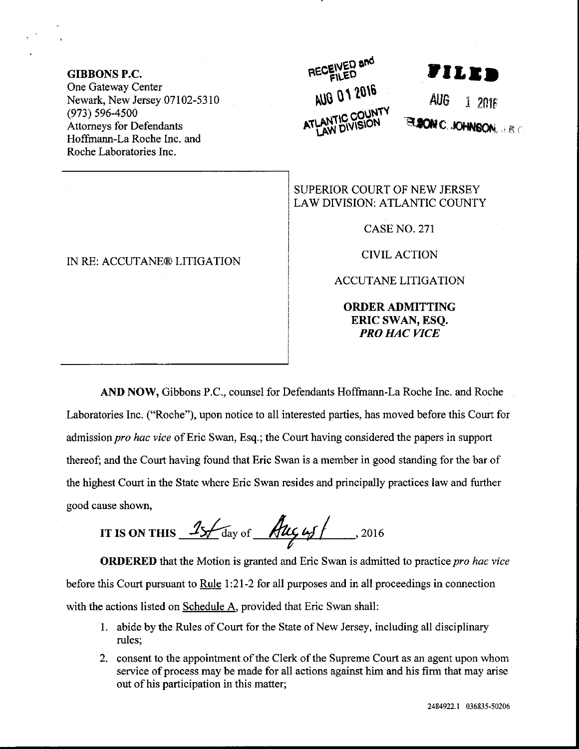**GIBBONS P.C.**
One Gateway Center
Newark, New Jersey 07102-5310
(973) 596-4500
Attorneys for Defendants
Hoffmann-La Roche Inc. and
Roche Laboratories Inc.

RECEIVED and FILED
AUG 01 2016
ATLANTIC COUNTY
LAW DIVISION

FILED
AUG 1 2016
NELSON C. JOHNSON, J.S.C.

| IN RE: ACCUTANE® LITIGATION | SUPERIOR COURT OF NEW JERSEY<br>LAW DIVISION: ATLANTIC COUNTY<br><br>CASE NO. 271<br><br>CIVIL ACTION<br><br>ACCUTANE LITIGATION<br><br>**ORDER ADMITTING ERIC SWAN, ESQ. *PRO HAC VICE*** |
|---|---|

**AND NOW,** Gibbons P.C., counsel for Defendants Hoffmann-La Roche Inc. and Roche Laboratories Inc. ("Roche"), upon notice to all interested parties, has moved before this Court for admission *pro hac vice* of Eric Swan, Esq.; the Court having considered the papers in support thereof; and the Court having found that Eric Swan is a member in good standing for the bar of the highest Court in the State where Eric Swan resides and principally practices law and further good cause shown,

**IT IS ON THIS** 1st day of August, 2016

**ORDERED** that the Motion is granted and Eric Swan is admitted to practice *pro hac vice* before this Court pursuant to Rule 1:21-2 for all purposes and in all proceedings in connection with the actions listed on Schedule A, provided that Eric Swan shall:

1. abide by the Rules of Court for the State of New Jersey, including all disciplinary rules;
2. consent to the appointment of the Clerk of the Supreme Court as an agent upon whom service of process may be made for all actions against him and his firm that may arise out of his participation in this matter;

2484922.1 036835-50206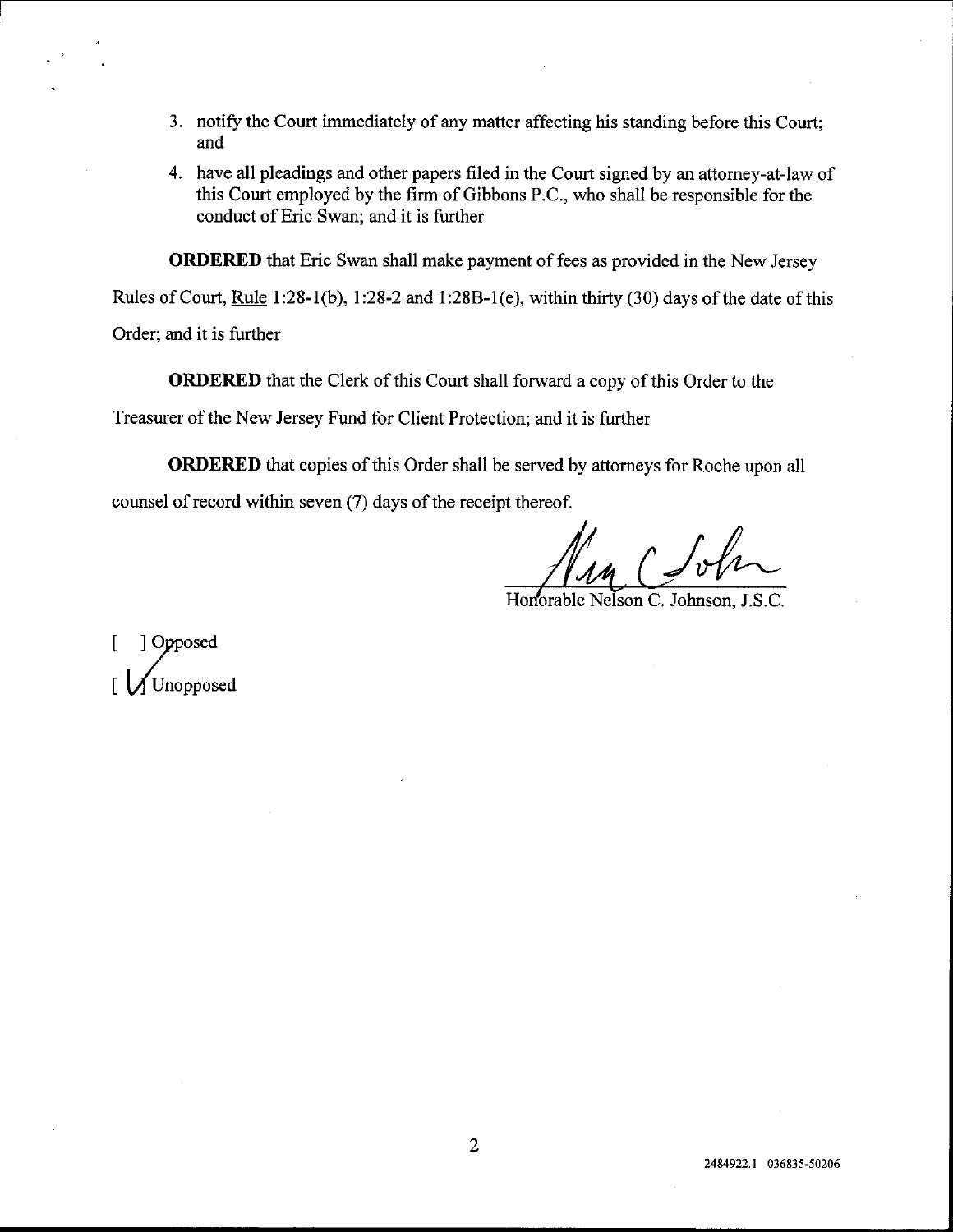3. notify the Court immediately of any matter affecting his standing before this Court; and

4. have all pleadings and other papers filed in the Court signed by an attorney-at-law of this Court employed by the firm of Gibbons P.C., who shall be responsible for the conduct of Eric Swan; and it is further

**ORDERED** that Eric Swan shall make payment of fees as provided in the New Jersey Rules of Court, <u>Rule</u> 1:28-1(b), 1:28-2 and 1:28B-1(e), within thirty (30) days of the date of this Order; and it is further

**ORDERED** that the Clerk of this Court shall forward a copy of this Order to the Treasurer of the New Jersey Fund for Client Protection; and it is further

**ORDERED** that copies of this Order shall be served by attorneys for Roche upon all counsel of record within seven (7) days of the receipt thereof.

Honorable Nelson C. Johnson, J.S.C.

[ ] Opposed
[ ✓ ] Unopposed

2484922.1 036835-50206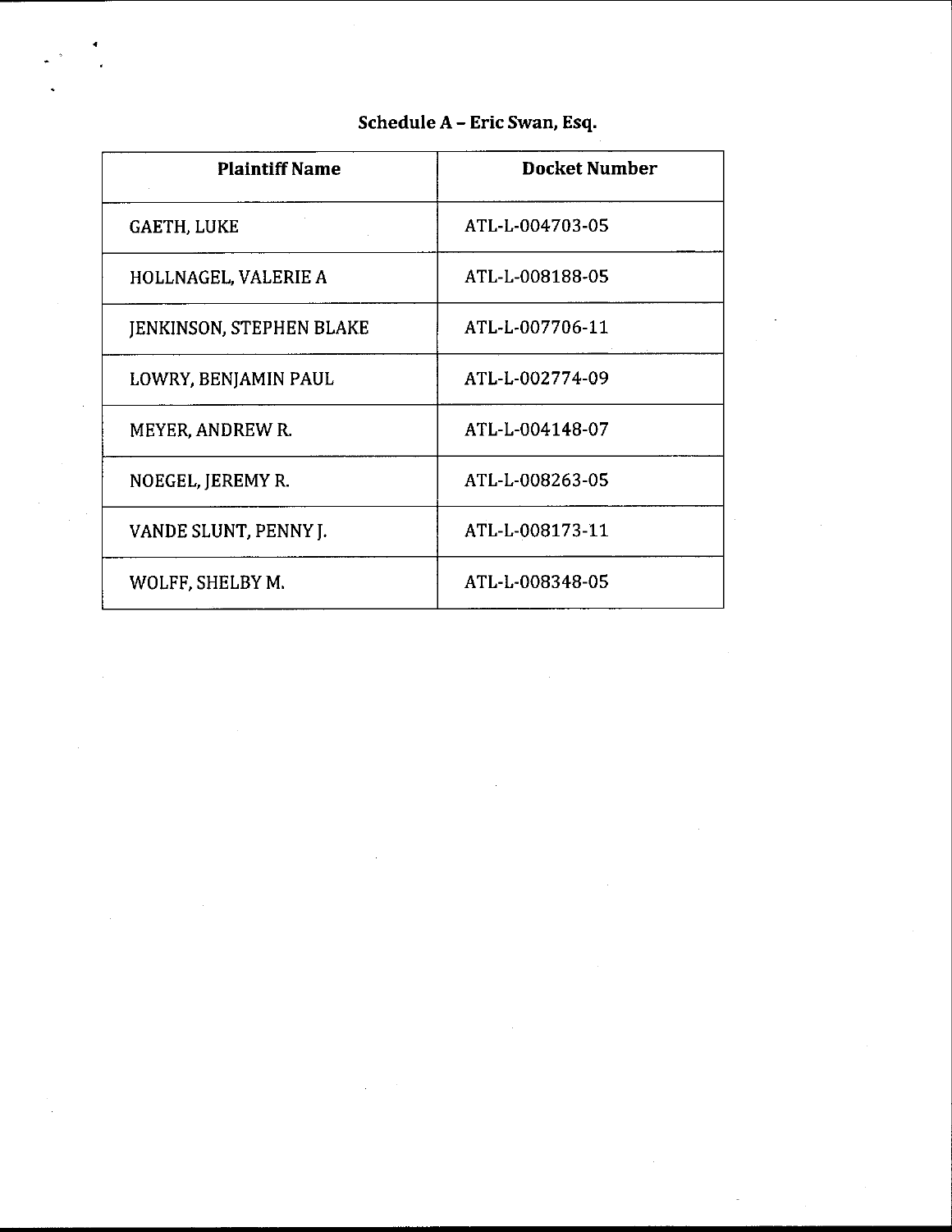# Schedule A – Eric Swan, Esq.

| Plaintiff Name | Docket Number |
|---|---|
| GAETH, LUKE | ATL-L-004703-05 |
| HOLLNAGEL, VALERIE A | ATL-L-008188-05 |
| JENKINSON, STEPHEN BLAKE | ATL-L-007706-11 |
| LOWRY, BENJAMIN PAUL | ATL-L-002774-09 |
| MEYER, ANDREW R. | ATL-L-004148-07 |
| NOEGEL, JEREMY R. | ATL-L-008263-05 |
| VANDE SLUNT, PENNY J. | ATL-L-008173-11 |
| WOLFF, SHELBY M. | ATL-L-008348-05 |